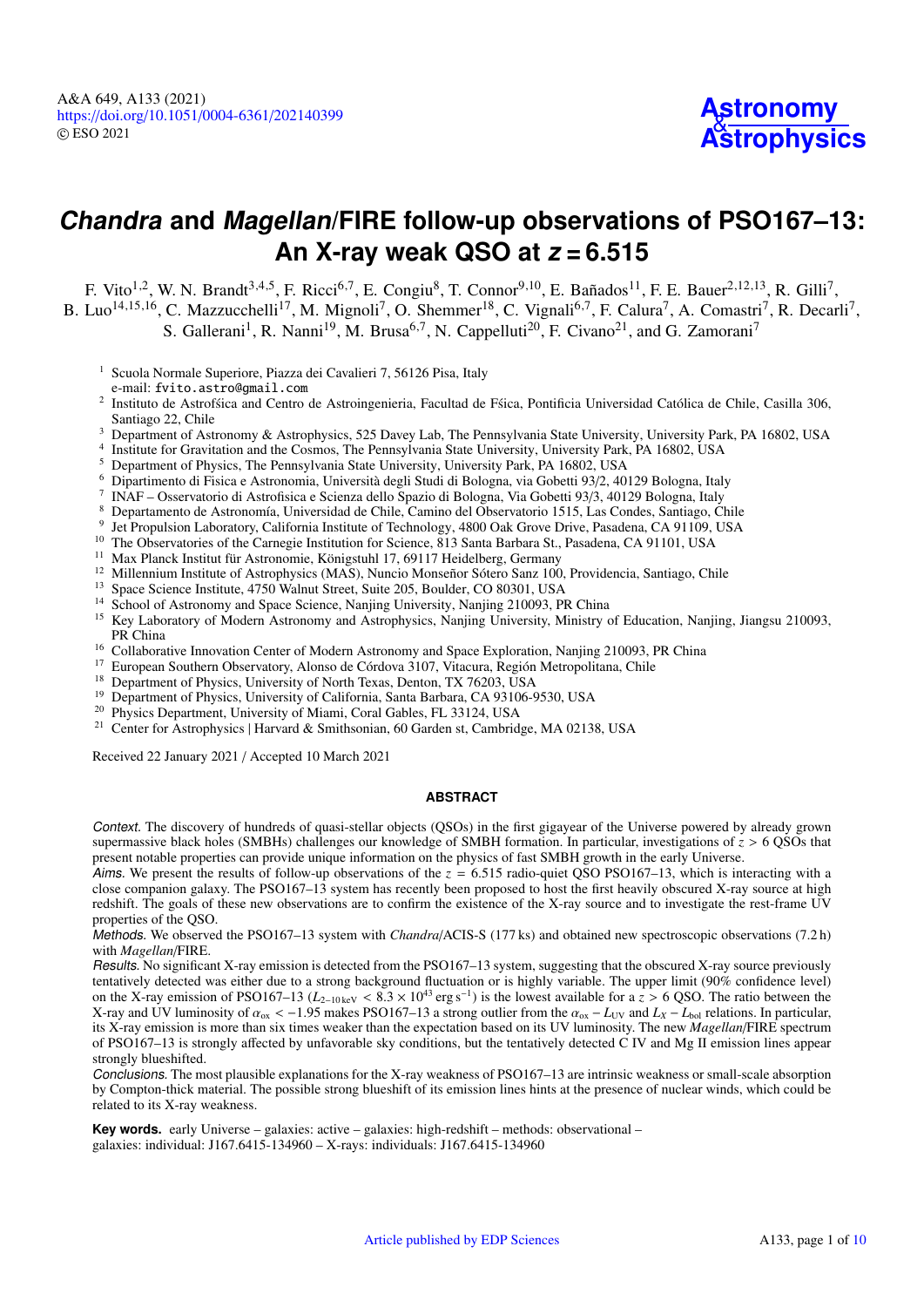# *Chandra* and *Magellan*/FIRE follow-up observations of PSO167–13: An X-ray weak QSO at $z = 6.515$

F. Vito[1,2], W. N. Brandt[3,4,5], F. Ricci[6,7], E. Congiu[8], T. Connor[9,10], E. Bañados[11], F. E. Bauer[2,12,13], R. Gilli[7], B. Luo[14,15,16], C. Mazzucchelli[17], M. Mignoli[7], O. Shemmer[18], C. Vignali[6,7], F. Calura[7], A. Comastri[7], R. Decarli[7], S. Gallerani[1], R. Nanni[19], M. Brusa[6,7], N. Cappelluti[20], F. Civano[21], and G. Zamorani[7]

[1] Scuola Normale Superiore, Piazza dei Cavalieri 7, 56126 Pisa, Italy
e-mail: fvito.astro@gmail.com
[2] Instituto de Astrofśica and Centro de Astroingenieria, Facultad de Fśica, Pontificia Universidad Católica de Chile, Casilla 306, Santiago 22, Chile
[3] Department of Astronomy & Astrophysics, 525 Davey Lab, The Pennsylvania State University, University Park, PA 16802, USA
[4] Institute for Gravitation and the Cosmos, The Pennsylvania State University, University Park, PA 16802, USA
[5] Department of Physics, The Pennsylvania State University, University Park, PA 16802, USA
[6] Dipartimento di Fisica e Astronomia, Università degli Studi di Bologna, via Gobetti 93/2, 40129 Bologna, Italy
[7] INAF – Osservatorio di Astrofisica e Scienza dello Spazio di Bologna, Via Gobetti 93/3, 40129 Bologna, Italy
[8] Departamento de Astronomía, Universidad de Chile, Camino del Observatorio 1515, Las Condes, Santiago, Chile
[9] Jet Propulsion Laboratory, California Institute of Technology, 4800 Oak Grove Drive, Pasadena, CA 91109, USA
[10] The Observatories of the Carnegie Institution for Science, 813 Santa Barbara St., Pasadena, CA 91101, USA
[11] Max Planck Institut für Astronomie, Königstuhl 17, 69117 Heidelberg, Germany
[12] Millennium Institute of Astrophysics (MAS), Nuncio Monseñor Sótero Sanz 100, Providencia, Santiago, Chile
[13] Space Science Institute, 4750 Walnut Street, Suite 205, Boulder, CO 80301, USA
[14] School of Astronomy and Space Science, Nanjing University, Nanjing 210093, PR China
[15] Key Laboratory of Modern Astronomy and Astrophysics, Nanjing University, Ministry of Education, Nanjing, Jiangsu 210093, PR China
[16] Collaborative Innovation Center of Modern Astronomy and Space Exploration, Nanjing 210093, PR China
[17] European Southern Observatory, Alonso de Córdova 3107, Vitacura, Región Metropolitana, Chile
[18] Department of Physics, University of North Texas, Denton, TX 76203, USA
[19] Department of Physics, University of California, Santa Barbara, CA 93106-9530, USA
[20] Physics Department, University of Miami, Coral Gables, FL 33124, USA
[21] Center for Astrophysics | Harvard & Smithsonian, 60 Garden st, Cambridge, MA 02138, USA

Received 22 January 2021 / Accepted 10 March 2021

## ABSTRACT

*Context.* The discovery of hundreds of quasi-stellar objects (QSOs) in the first gigayear of the Universe powered by already grown supermassive black holes (SMBHs) challenges our knowledge of SMBH formation. In particular, investigations of $z > 6$ QSOs that present notable properties can provide unique information on the physics of fast SMBH growth in the early Universe.

*Aims.* We present the results of follow-up observations of the $z = 6.515$ radio-quiet QSO PSO167–13, which is interacting with a close companion galaxy. The PSO167–13 system has recently been proposed to host the first heavily obscured X-ray source at high redshift. The goals of these new observations are to confirm the existence of the X-ray source and to investigate the rest-frame UV properties of the QSO.

*Methods.* We observed the PSO167–13 system with *Chandra*/ACIS-S (177 ks) and obtained new spectroscopic observations (7.2 h) with *Magellan*/FIRE.

*Results.* No significant X-ray emission is detected from the PSO167–13 system, suggesting that the obscured X-ray source previously tentatively detected was either due to a strong background fluctuation or is highly variable. The upper limit (90% confidence level) on the X-ray emission of PSO167–13 ($L_{2-10\,\mathrm{keV}} < 8.3 \times 10^{43}\,\mathrm{erg\,s^{-1}}$) is the lowest available for a $z > 6$ QSO. The ratio between the X-ray and UV luminosity of $\alpha_{\mathrm{ox}} < -1.95$ makes PSO167–13 a strong outlier from the $\alpha_{\mathrm{ox}} - L_{\mathrm{UV}}$ and $L_X - L_{\mathrm{bol}}$ relations. In particular, its X-ray emission is more than six times weaker than the expectation based on its UV luminosity. The new *Magellan*/FIRE spectrum of PSO167–13 is strongly affected by unfavorable sky conditions, but the tentatively detected C IV and Mg II emission lines appear strongly blueshifted.

*Conclusions.* The most plausible explanations for the X-ray weakness of PSO167–13 are intrinsic weakness or small-scale absorption by Compton-thick material. The possible strong blueshift of its emission lines hints at the presence of nuclear winds, which could be related to its X-ray weakness.

**Key words.** early Universe – galaxies: active – galaxies: high-redshift – methods: observational – galaxies: individual: J167.6415-134960 – X-rays: individuals: J167.6415-134960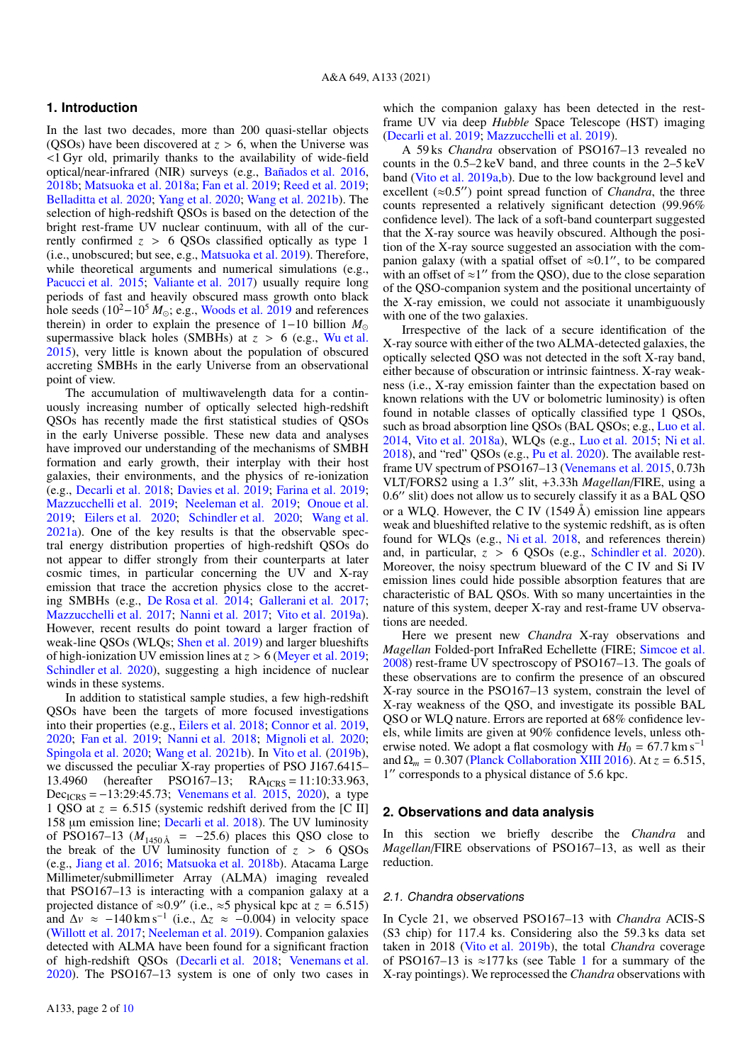## 1. Introduction

In the last two decades, more than 200 quasi-stellar objects (QSOs) have been discovered at $z > 6$, when the Universe was <1 Gyr old, primarily thanks to the availability of wide-field optical/near-infrared (NIR) surveys (e.g., Bañados et al. 2016, 2018b; Matsuoka et al. 2018a; Fan et al. 2019; Reed et al. 2019; Belladitta et al. 2020; Yang et al. 2020; Wang et al. 2021b). The selection of high-redshift QSOs is based on the detection of the bright rest-frame UV nuclear continuum, with all of the currently confirmed $z > 6$ QSOs classified optically as type 1 (i.e., unobscured; but see, e.g., Matsuoka et al. 2019). Therefore, while theoretical arguments and numerical simulations (e.g., Pacucci et al. 2015; Valiante et al. 2017) usually require long periods of fast and heavily obscured mass growth onto black hole seeds ($10^2{-}10^5\,M_\odot$; e.g., Woods et al. 2019 and references therein) in order to explain the presence of 1−10 billion $M_\odot$ supermassive black holes (SMBHs) at $z > 6$ (e.g., Wu et al. 2015), very little is known about the population of obscured accreting SMBHs in the early Universe from an observational point of view.

The accumulation of multiwavelength data for a continuously increasing number of optically selected high-redshift QSOs has recently made the first statistical studies of QSOs in the early Universe possible. These new data and analyses have improved our understanding of the mechanisms of SMBH formation and early growth, their interplay with their host galaxies, their environments, and the physics of re-ionization (e.g., Decarli et al. 2018; Davies et al. 2019; Farina et al. 2019; Mazzucchelli et al. 2019; Neeleman et al. 2019; Onoue et al. 2019; Eilers et al. 2020; Schindler et al. 2020; Wang et al. 2021a). One of the key results is that the observable spectral energy distribution properties of high-redshift QSOs do not appear to differ strongly from their counterparts at later cosmic times, in particular concerning the UV and X-ray emission that trace the accretion physics close to the accreting SMBHs (e.g., De Rosa et al. 2014; Gallerani et al. 2017; Mazzucchelli et al. 2017; Nanni et al. 2017; Vito et al. 2019a). However, recent results do point toward a larger fraction of weak-line QSOs (WLQs; Shen et al. 2019) and larger blueshifts of high-ionization UV emission lines at $z > 6$ (Meyer et al. 2019; Schindler et al. 2020), suggesting a high incidence of nuclear winds in these systems.

In addition to statistical sample studies, a few high-redshift QSOs have been the targets of more focused investigations into their properties (e.g., Eilers et al. 2018; Connor et al. 2019, 2020; Fan et al. 2019; Nanni et al. 2018; Mignoli et al. 2020; Spingola et al. 2020; Wang et al. 2021b). In Vito et al. (2019b), we discussed the peculiar X-ray properties of PSO J167.6415–13.4960 (hereafter PSO167–13; $\mathrm{RA_{ICRS}} = 11{:}10{:}33.963$, $\mathrm{Dec_{ICRS}} = -13{:}29{:}45.73$; Venemans et al. 2015, 2020), a type 1 QSO at $z = 6.515$ (systemic redshift derived from the [C II] 158 μm emission line; Decarli et al. 2018). The UV luminosity of PSO167–13 ($M_{1450\,\text{Å}} = -25.6$) places this QSO close to the break of the UV luminosity function of $z > 6$ QSOs (e.g., Jiang et al. 2016; Matsuoka et al. 2018b). Atacama Large Millimeter/submillimeter Array (ALMA) imaging revealed that PSO167–13 is interacting with a companion galaxy at a projected distance of ≈0.9″ (i.e., ≈5 physical kpc at $z = 6.515$) and $\Delta v \approx -140\,\mathrm{km\,s^{-1}}$ (i.e., $\Delta z \approx -0.004$) in velocity space (Willott et al. 2017; Neeleman et al. 2019). Companion galaxies detected with ALMA have been found for a significant fraction of high-redshift QSOs (Decarli et al. 2018; Venemans et al. 2020). The PSO167–13 system is one of only two cases in which the companion galaxy has been detected in the rest-frame UV via deep *Hubble* Space Telescope (HST) imaging (Decarli et al. 2019; Mazzucchelli et al. 2019).

A 59 ks *Chandra* observation of PSO167–13 revealed no counts in the 0.5–2 keV band, and three counts in the 2–5 keV band (Vito et al. 2019a,b). Due to the low background level and excellent (≈0.5″) point spread function of *Chandra*, the three counts represented a relatively significant detection (99.96% confidence level). The lack of a soft-band counterpart suggested that the X-ray source was heavily obscured. Although the position of the X-ray source suggested an association with the companion galaxy (with a spatial offset of ≈0.1″, to be compared with an offset of ≈1″ from the QSO), due to the close separation of the QSO-companion system and the positional uncertainty of the X-ray emission, we could not associate it unambiguously with one of the two galaxies.

Irrespective of the lack of a secure identification of the X-ray source with either of the two ALMA-detected galaxies, the optically selected QSO was not detected in the soft X-ray band, either because of obscuration or intrinsic faintness. X-ray weakness (i.e., X-ray emission fainter than the expectation based on known relations with the UV or bolometric luminosity) is often found in notable classes of optically classified type 1 QSOs, such as broad absorption line QSOs (BAL QSOs; e.g., Luo et al. 2014, Vito et al. 2018a), WLQs (e.g., Luo et al. 2015; Ni et al. 2018), and "red" QSOs (e.g., Pu et al. 2020). The available rest-frame UV spectrum of PSO167–13 (Venemans et al. 2015, 0.73h VLT/FORS2 using a 1.3″ slit, +3.33h *Magellan*/FIRE, using a 0.6″ slit) does not allow us to securely classify it as a BAL QSO or a WLQ. However, the C IV (1549 Å) emission line appears weak and blueshifted relative to the systemic redshift, as is often found for WLQs (e.g., Ni et al. 2018, and references therein) and, in particular, $z > 6$ QSOs (e.g., Schindler et al. 2020). Moreover, the noisy spectrum blueward of the C IV and Si IV emission lines could hide possible absorption features that are characteristic of BAL QSOs. With so many uncertainties in the nature of this system, deeper X-ray and rest-frame UV observations are needed.

Here we present new *Chandra* X-ray observations and *Magellan* Folded-port InfraRed Echellette (FIRE; Simcoe et al. 2008) rest-frame UV spectroscopy of PSO167–13. The goals of these observations are to confirm the presence of an obscured X-ray source in the PSO167–13 system, constrain the level of X-ray weakness of the QSO, and investigate its possible BAL QSO or WLQ nature. Errors are reported at 68% confidence levels, while limits are given at 90% confidence levels, unless otherwise noted. We adopt a flat cosmology with $H_0 = 67.7\,\mathrm{km\,s^{-1}}$ and $\Omega_m = 0.307$ (Planck Collaboration XIII 2016). At $z = 6.515$, 1″ corresponds to a physical distance of 5.6 kpc.

## 2. Observations and data analysis

In this section we briefly describe the *Chandra* and *Magellan*/FIRE observations of PSO167–13, as well as their reduction.

### 2.1. Chandra observations

In Cycle 21, we observed PSO167–13 with *Chandra* ACIS-S (S3 chip) for 117.4 ks. Considering also the 59.3 ks data set taken in 2018 (Vito et al. 2019b), the total *Chandra* coverage of PSO167–13 is ≈177 ks (see Table 1 for a summary of the X-ray pointings). We reprocessed the *Chandra* observations with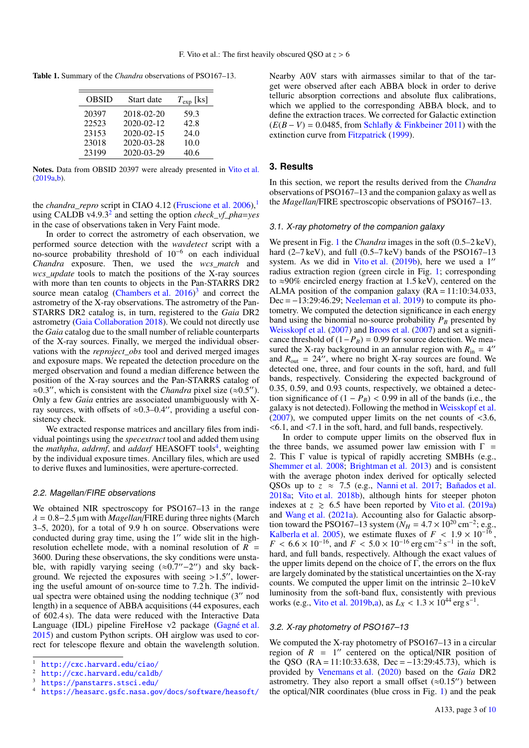**Table 1.** Summary of the *Chandra* observations of PSO167–13.

| OBSID | Start date | $T_{\rm exp}$ [ks] |
|---|---|---|
| 20397 | 2018-02-20 | 59.3 |
| 22523 | 2020-02-12 | 42.8 |
| 23153 | 2020-02-15 | 24.0 |
| 23018 | 2020-03-28 | 10.0 |
| 23199 | 2020-03-29 | 40.6 |

**Notes.** Data from OBSID 20397 were already presented in Vito et al. (2019a,b).

the *chandra_repro* script in CIAO 4.12 (Fruscione et al. 2006),[1] using CALDB v4.9.3[2] and setting the option *check_vf_pha=yes* in the case of observations taken in Very Faint mode.

In order to correct the astrometry of each observation, we performed source detection with the *wavdetect* script with a no-source probability threshold of $10^{-6}$ on each individual *Chandra* exposure. Then, we used the *wcs_match* and *wcs_update* tools to match the positions of the X-ray sources with more than ten counts to objects in the Pan-STARRS DR2 source mean catalog (Chambers et al. 2016)[3] and correct the astrometry of the X-ray observations. The astrometry of the Pan-STARRS DR2 catalog is, in turn, registered to the *Gaia* DR2 astrometry (Gaia Collaboration 2018). We could not directly use the *Gaia* catalog due to the small number of reliable counterparts of the X-ray sources. Finally, we merged the individual observations with the *reproject_obs* tool and derived merged images and exposure maps. We repeated the detection procedure on the merged observation and found a median difference between the position of the X-ray sources and the Pan-STARRS catalog of $\approx 0.3''$, which is consistent with the *Chandra* pixel size ($\approx 0.5''$). Only a few *Gaia* entries are associated unambiguously with X-ray sources, with offsets of $\approx 0.3$–$0.4''$, providing a useful consistency check.

We extracted response matrices and ancillary files from individual pointings using the *specextract* tool and added them using the *mathpha*, *addrmf*, and *addarf* HEASOFT tools[4], weighting by the individual exposure times. Ancillary files, which are used to derive fluxes and luminosities, were aperture-corrected.

### 2.2. Magellan/FIRE observations

We obtained NIR spectroscopy for PSO167–13 in the range $\lambda = 0.8$–$2.5\,\mu$m with *Magellan*/FIRE during three nights (March 3–5, 2020), for a total of 9.9 h on source. Observations were conducted during gray time, using the $1''$ wide slit in the high-resolution echellete mode, with a nominal resolution of $R = 3600$. During these observations, the sky conditions were unstable, with rapidly varying seeing ($\approx 0.7''$–$2''$) and sky background. We rejected the exposures with seeing $>1.5''$, lowering the useful amount of on-source time to 7.2 h. The individual spectra were obtained using the nodding technique ($3''$ nod length) in a sequence of ABBA acquisitions (44 exposures, each of 602.4 s). The data were reduced with the Interactive Data Language (IDL) pipeline FireHose v2 package (Gagné et al. 2015) and custom Python scripts. OH airglow was used to correct for telescope flexure and obtain the wavelength solution. Nearby A0V stars with airmasses similar to that of the target were observed after each ABBA block in order to derive telluric absorption corrections and absolute flux calibrations, which we applied to the corresponding ABBA block, and to define the extraction traces. We corrected for Galactic extinction ($E(B-V) = 0.0485$, from Schlafly & Finkbeiner 2011) with the extinction curve from Fitzpatrick (1999).

## 3. Results

In this section, we report the results derived from the *Chandra* observations of PSO167–13 and the companion galaxy as well as the *Magellan*/FIRE spectroscopic observations of PSO167–13.

### 3.1. X-ray photometry of the companion galaxy

We present in Fig. 1 the *Chandra* images in the soft (0.5–2 keV), hard (2–7 keV), and full (0.5–7 keV) bands of the PSO167–13 system. As we did in Vito et al. (2019b), here we used a $1''$ radius extraction region (green circle in Fig. 1; corresponding to $\approx 90\%$ encircled energy fraction at 1.5 keV), centered on the ALMA position of the companion galaxy (RA = 11:10:34.033, Dec = −13:29:46.29; Neeleman et al. 2019) to compute its photometry. We computed the detection significance in each energy band using the binomial no-source probability $P_B$ presented by Weisskopf et al. (2007) and Broos et al. (2007) and set a significance threshold of $(1-P_B) = 0.99$ for source detection. We measured the X-ray background in an annular region with $R_{\rm in} = 4''$ and $R_{\rm out} = 24''$, where no bright X-ray sources are found. We detected one, three, and four counts in the soft, hard, and full bands, respectively. Considering the expected background of 0.35, 0.59, and 0.93 counts, respectively, we obtained a detection significance of $(1-P_B) < 0.99$ in all of the bands (i.e., the galaxy is not detected). Following the method in Weisskopf et al. (2007), we computed upper limits on the net counts of $<3.6$, $<6.1$, and $<7.1$ in the soft, hard, and full bands, respectively.

In order to compute upper limits on the observed flux in the three bands, we assumed power law emission with $\Gamma = 2$. This $\Gamma$ value is typical of rapidly accreting SMBHs (e.g., Shemmer et al. 2008; Brightman et al. 2013) and is consistent with the average photon index derived for optically selected QSOs up to $z \approx 7.5$ (e.g., Nanni et al. 2017; Bañados et al. 2018a; Vito et al. 2018b), although hints for steeper photon indexes at $z \gtrsim 6.5$ have been reported by Vito et al. (2019a) and Wang et al. (2021a). Accounting also for Galactic absorption toward the PSO167–13 system ($N_H = 4.7\times10^{20}\,\mathrm{cm^{-2}}$; e.g., Kalberla et al. 2005), we estimate fluxes of $F < 1.9\times10^{-16}$, $F < 6.6\times10^{-16}$, and $F < 5.0\times10^{-16}\,\mathrm{erg\,cm^{-2}\,s^{-1}}$ in the soft, hard, and full bands, respectively. Although the exact values of the upper limits depend on the choice of $\Gamma$, the errors on the flux are largely dominated by the statistical uncertainties on the X-ray counts. We computed the upper limit on the intrinsic 2–10 keV luminosity from the soft-band flux, consistently with previous works (e.g., Vito et al. 2019b,a), as $L_X < 1.3\times10^{44}\,\mathrm{erg\,s^{-1}}$.

### 3.2. X-ray photometry of PSO167–13

We computed the X-ray photometry of PSO167–13 in a circular region of $R = 1''$ centered on the optical/NIR position of the QSO (RA = 11:10:33.638, Dec = −13:29:45.73), which is provided by Venemans et al. (2020) based on the *Gaia* DR2 astrometry. They also report a small offset ($\approx 0.15''$) between the optical/NIR coordinates (blue cross in Fig. 1) and the peak

---

[1] http://cxc.harvard.edu/ciao/

[2] http://cxc.harvard.edu/caldb/

[3] https://panstarrs.stsci.edu/

[4] https://heasarc.gsfc.nasa.gov/docs/software/heasoft/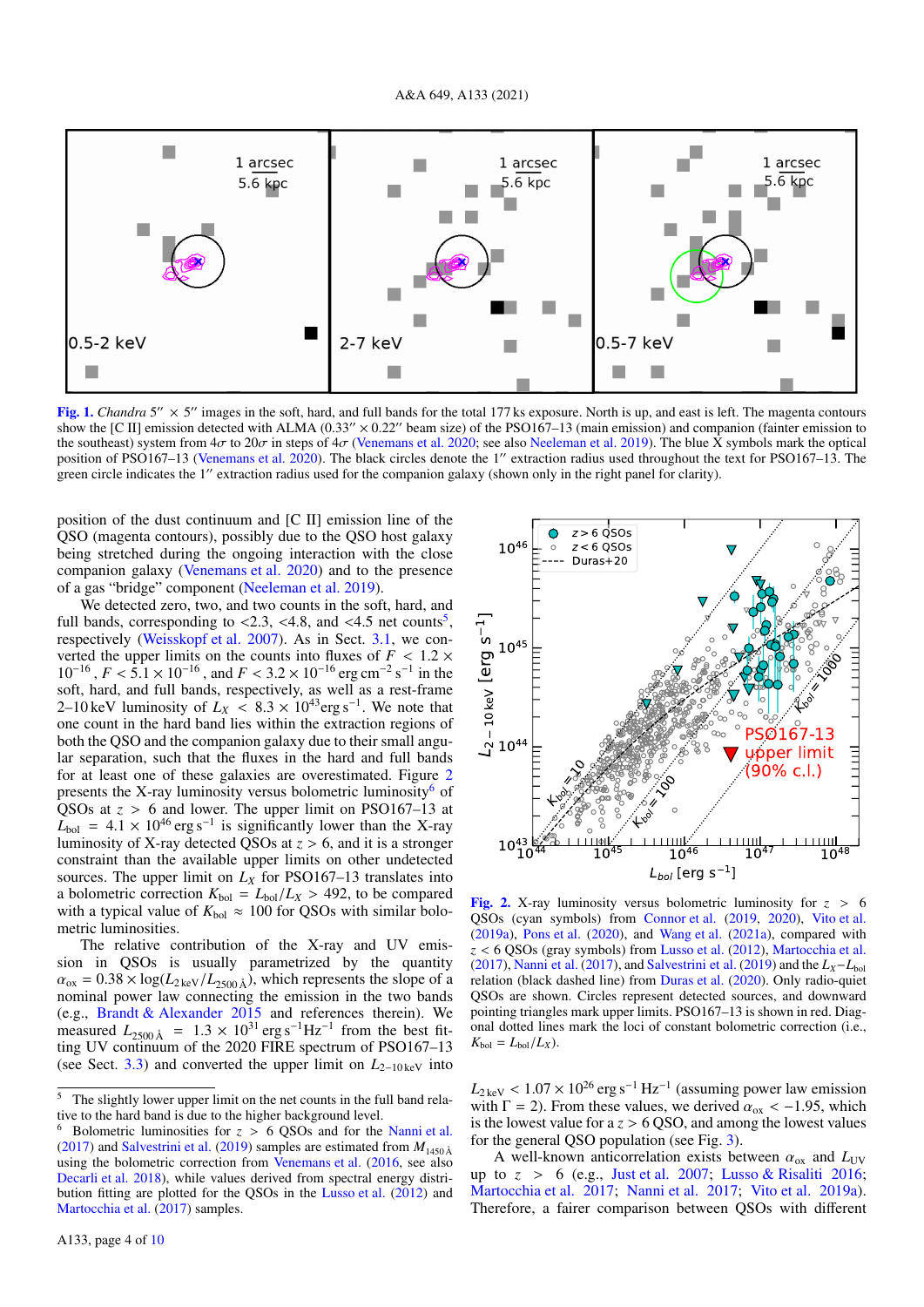**Fig. 1.** *Chandra* 5″ × 5″ images in the soft, hard, and full bands for the total 177 ks exposure. North is up, and east is left. The magenta contours show the [C II] emission detected with ALMA (0.33″ × 0.22″ beam size) of the PSO167–13 (main emission) and companion (fainter emission to the southeast) system from 4σ to 20σ in steps of 4σ (Venemans et al. 2020; see also Neeleman et al. 2019). The blue X symbols mark the optical position of PSO167–13 (Venemans et al. 2020). The black circles denote the 1″ extraction radius used throughout the text for PSO167–13. The green circle indicates the 1″ extraction radius used for the companion galaxy (shown only in the right panel for clarity).

position of the dust continuum and [C II] emission line of the QSO (magenta contours), possibly due to the QSO host galaxy being stretched during the ongoing interaction with the close companion galaxy (Venemans et al. 2020) and to the presence of a gas "bridge" component (Neeleman et al. 2019).

We detected zero, two, and two counts in the soft, hard, and full bands, corresponding to <2.3, <4.8, and <4.5 net counts[5], respectively (Weisskopf et al. 2007). As in Sect. 3.1, we converted the upper limits on the counts into fluxes of $F < 1.2 \times 10^{-16}$, $F < 5.1 \times 10^{-16}$, and $F < 3.2 \times 10^{-16}$ erg cm$^{-2}$ s$^{-1}$ in the soft, hard, and full bands, respectively, as well as a rest-frame 2–10 keV luminosity of $L_X < 8.3 \times 10^{43}$ erg s$^{-1}$. We note that one count in the hard band lies within the extraction regions of both the QSO and the companion galaxy due to their small angular separation, such that the fluxes in the hard and full bands for at least one of these galaxies are overestimated. Figure 2 presents the X-ray luminosity versus bolometric luminosity[6] of QSOs at $z > 6$ and lower. The upper limit on PSO167–13 at $L_{\rm bol} = 4.1 \times 10^{46}$ erg s$^{-1}$ is significantly lower than the X-ray luminosity of X-ray detected QSOs at $z > 6$, and it is a stronger constraint than the available upper limits on other undetected sources. The upper limit on $L_X$ for PSO167–13 translates into a bolometric correction $K_{\rm bol} = L_{\rm bol}/L_X > 492$, to be compared with a typical value of $K_{\rm bol} \approx 100$ for QSOs with similar bolometric luminosities.

The relative contribution of the X-ray and UV emission in QSOs is usually parametrized by the quantity $\alpha_{\rm ox} = 0.38 \times \log(L_{2\,\rm keV}/L_{2500\,\text{Å}})$, which represents the slope of a nominal power law connecting the emission in the two bands (e.g., Brandt & Alexander 2015 and references therein). We measured $L_{2500\,\text{Å}} = 1.3 \times 10^{31}$ erg s$^{-1}$Hz$^{-1}$ from the best fitting UV continuum of the 2020 FIRE spectrum of PSO167–13 (see Sect. 3.3) and converted the upper limit on $L_{2-10\,\rm keV}$ into $L_{2\,\rm keV} < 1.07 \times 10^{26}$ erg s$^{-1}$ Hz$^{-1}$ (assuming power law emission with $\Gamma = 2$). From these values, we derived $\alpha_{\rm ox} < -1.95$, which is the lowest value for a $z > 6$ QSO, and among the lowest values for the general QSO population (see Fig. 3).

A well-known anticorrelation exists between $\alpha_{\rm ox}$ and $L_{\rm UV}$ up to $z > 6$ (e.g., Just et al. 2007; Lusso & Risaliti 2016; Martocchia et al. 2017; Nanni et al. 2017; Vito et al. 2019a). Therefore, a fairer comparison between QSOs with different

**Fig. 2.** X-ray luminosity versus bolometric luminosity for $z > 6$ QSOs (cyan symbols) from Connor et al. (2019, 2020), Vito et al. (2019a), Pons et al. (2020), and Wang et al. (2021a), compared with $z < 6$ QSOs (gray symbols) from Lusso et al. (2012), Martocchia et al. (2017), Nanni et al. (2017), and Salvestrini et al. (2019) and the $L_X$–$L_{\rm bol}$ relation (black dashed line) from Duras et al. (2020). Only radio-quiet QSOs are shown. Circles represent detected sources, and downward pointing triangles mark upper limits. PSO167–13 is shown in red. Diagonal dotted lines mark the loci of constant bolometric correction (i.e., $K_{\rm bol} = L_{\rm bol}/L_X$).

[5] The slightly lower upper limit on the net counts in the full band relative to the hard band is due to the higher background level.

[6] Bolometric luminosities for $z > 6$ QSOs and for the Nanni et al. (2017) and Salvestrini et al. (2019) samples are estimated from $M_{1450\,\text{Å}}$ using the bolometric correction from Venemans et al. (2016, see also Decarli et al. 2018), while values derived from spectral energy distribution fitting are plotted for the QSOs in the Lusso et al. (2012) and Martocchia et al. (2017) samples.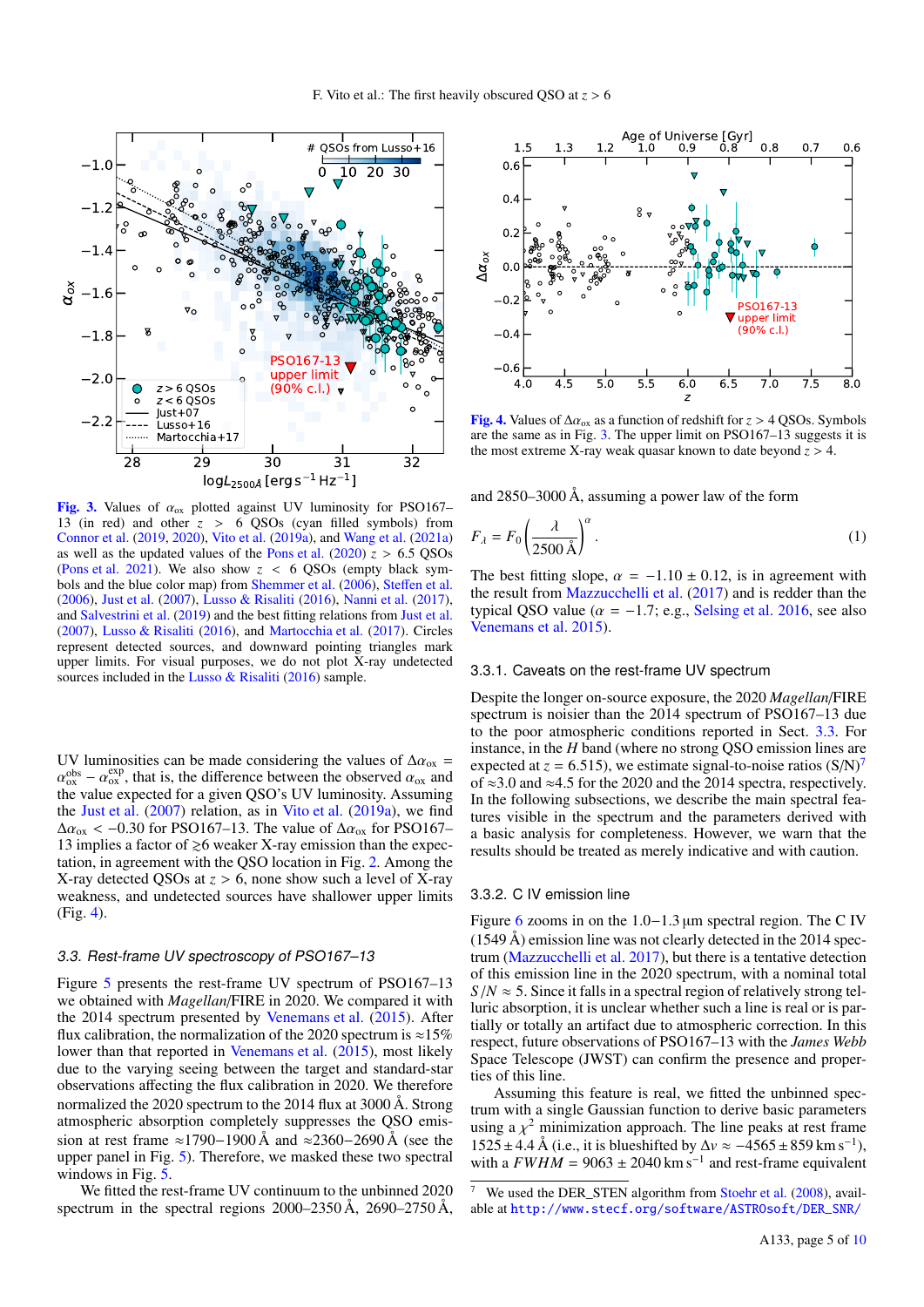**Fig. 3.** Values of $\alpha_{ox}$ plotted against UV luminosity for PSO167–13 (in red) and other $z > 6$ QSOs (cyan filled symbols) from Connor et al. (2019, 2020), Vito et al. (2019a), and Wang et al. (2021a) as well as the updated values of the Pons et al. (2020) $z > 6.5$ QSOs (Pons et al. 2021). We also show $z < 6$ QSOs (empty black symbols and the blue color map) from Shemmer et al. (2006), Steffen et al. (2006), Just et al. (2007), Lusso & Risaliti (2016), Nanni et al. (2017), and Salvestrini et al. (2019) and the best fitting relations from Just et al. (2007), Lusso & Risaliti (2016), and Martocchia et al. (2017). Circles represent detected sources, and downward pointing triangles mark upper limits. For visual purposes, we do not plot X-ray undetected sources included in the Lusso & Risaliti (2016) sample.

**Fig. 4.** Values of $\Delta\alpha_{ox}$ as a function of redshift for $z > 4$ QSOs. Symbols are the same as in Fig. 3. The upper limit on PSO167–13 suggests it is the most extreme X-ray weak quasar known to date beyond $z > 4$.

UV luminosities can be made considering the values of $\Delta\alpha_{ox} = \alpha_{ox}^{obs} - \alpha_{ox}^{exp}$, that is, the difference between the observed $\alpha_{ox}$ and the value expected for a given QSO's UV luminosity. Assuming the Just et al. (2007) relation, as in Vito et al. (2019a), we find $\Delta\alpha_{ox} < -0.30$ for PSO167–13. The value of $\Delta\alpha_{ox}$ for PSO167–13 implies a factor of $\gtrsim 6$ weaker X-ray emission than the expectation, in agreement with the QSO location in Fig. 2. Among the X-ray detected QSOs at $z > 6$, none show such a level of X-ray weakness, and undetected sources have shallower upper limits (Fig. 4).

### 3.3. Rest-frame UV spectroscopy of PSO167–13

Figure 5 presents the rest-frame UV spectrum of PSO167–13 we obtained with *Magellan*/FIRE in 2020. We compared it with the 2014 spectrum presented by Venemans et al. (2015). After flux calibration, the normalization of the 2020 spectrum is ≈15% lower than that reported in Venemans et al. (2015), most likely due to the varying seeing between the target and standard-star observations affecting the flux calibration in 2020. We therefore normalized the 2020 spectrum to the 2014 flux at 3000 Å. Strong atmospheric absorption completely suppresses the QSO emission at rest frame ≈1790−1900 Å and ≈2360−2690 Å (see the upper panel in Fig. 5). Therefore, we masked these two spectral windows in Fig. 5.

We fitted the rest-frame UV continuum to the unbinned 2020 spectrum in the spectral regions 2000–2350 Å, 2690–2750 Å, and 2850–3000 Å, assuming a power law of the form

$$F_\lambda = F_0 \left(\frac{\lambda}{2500\,\text{Å}}\right)^{\alpha}. \tag{1}$$

The best fitting slope, $\alpha = -1.10 \pm 0.12$, is in agreement with the result from Mazzucchelli et al. (2017) and is redder than the typical QSO value ($\alpha = -1.7$; e.g., Selsing et al. 2016, see also Venemans et al. 2015).

#### 3.3.1. Caveats on the rest-frame UV spectrum

Despite the longer on-source exposure, the 2020 *Magellan*/FIRE spectrum is noisier than the 2014 spectrum of PSO167–13 due to the poor atmospheric conditions reported in Sect. 3.3. For instance, in the *H* band (where no strong QSO emission lines are expected at $z = 6.515$), we estimate signal-to-noise ratios (S/N)[7] of ≈3.0 and ≈4.5 for the 2020 and the 2014 spectra, respectively. In the following subsections, we describe the main spectral features visible in the spectrum and the parameters derived with a basic analysis for completeness. However, we warn that the results should be treated as merely indicative and with caution.

#### 3.3.2. C IV emission line

Figure 6 zooms in on the 1.0–1.3 µm spectral region. The C IV (1549 Å) emission line was not clearly detected in the 2014 spectrum (Mazzucchelli et al. 2017), but there is a tentative detection of this emission line in the 2020 spectrum, with a nominal total $S/N \approx 5$. Since it falls in a spectral region of relatively strong telluric absorption, it is unclear whether such a line is real or is partially or totally an artifact due to atmospheric correction. In this respect, future observations of PSO167–13 with the *James Webb* Space Telescope (JWST) can confirm the presence and properties of this line.

Assuming this feature is real, we fitted the unbinned spectrum with a single Gaussian function to derive basic parameters using a $\chi^2$ minimization approach. The line peaks at rest frame $1525 \pm 4.4$ Å (i.e., it is blueshifted by $\Delta v \approx -4565 \pm 859$ km s$^{-1}$), with a $FWHM = 9063 \pm 2040$ km s$^{-1}$ and rest-frame equivalent

[7] We used the DER_STEN algorithm from Stoehr et al. (2008), available at http://www.stecf.org/software/ASTROsoft/DER_SNR/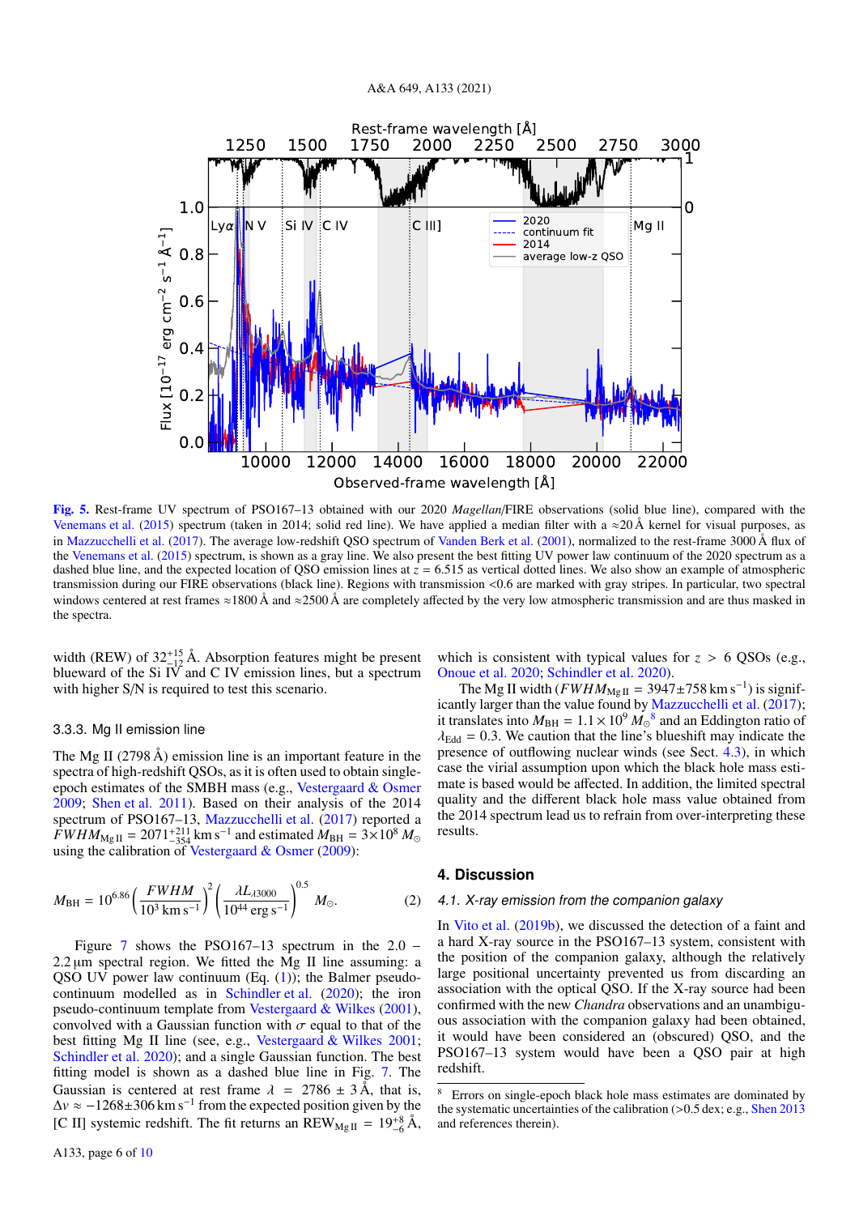Fig. 5. Rest-frame UV spectrum of PSO167–13 obtained with our 2020 *Magellan*/FIRE observations (solid blue line), compared with the Venemans et al. (2015) spectrum (taken in 2014; solid red line). We have applied a median filter with a ≈20 Å kernel for visual purposes, as in Mazzucchelli et al. (2017). The average low-redshift QSO spectrum of Vanden Berk et al. (2001), normalized to the rest-frame 3000 Å flux of the Venemans et al. (2015) spectrum, is shown as a gray line. We also present the best fitting UV power law continuum of the 2020 spectrum as a dashed blue line, and the expected location of QSO emission lines at $z = 6.515$ as vertical dotted lines. We also show an example of atmospheric transmission during our FIRE observations (black line). Regions with transmission <0.6 are marked with gray stripes. In particular, two spectral windows centered at rest frames ≈1800 Å and ≈2500 Å are completely affected by the very low atmospheric transmission and are thus masked in the spectra.

width (REW) of $32^{+15}_{-12}$ Å. Absorption features might be present blueward of the Si IV and C IV emission lines, but a spectrum with higher S/N is required to test this scenario.

### 3.3.3. Mg II emission line

The Mg II (2798 Å) emission line is an important feature in the spectra of high-redshift QSOs, as it is often used to obtain single-epoch estimates of the SMBH mass (e.g., Vestergaard & Osmer 2009; Shen et al. 2011). Based on their analysis of the 2014 spectrum of PSO167–13, Mazzucchelli et al. (2017) reported a $FWHM_{\rm Mg\,II} = 2071^{+211}_{-354}\,{\rm km\,s^{-1}}$ and estimated $M_{\rm BH} = 3{\times}10^{8}\,M_{\odot}$ using the calibration of Vestergaard & Osmer (2009):

$$M_{\rm BH} = 10^{6.86}\left(\frac{FWHM}{10^{3}\,{\rm km\,s^{-1}}}\right)^{2}\left(\frac{\lambda L_{\lambda 3000}}{10^{44}\,{\rm erg\,s^{-1}}}\right)^{0.5} M_{\odot}. \quad (2)$$

Figure 7 shows the PSO167–13 spectrum in the 2.0 – 2.2 μm spectral region. We fitted the Mg II line assuming: a QSO UV power law continuum (Eq. (1)); the Balmer pseudo-continuum modelled as in Schindler et al. (2020); the iron pseudo-continuum template from Vestergaard & Wilkes (2001), convolved with a Gaussian function with $\sigma$ equal to that of the best fitting Mg II line (see, e.g., Vestergaard & Wilkes 2001; Schindler et al. 2020); and a single Gaussian function. The best fitting model is shown as a dashed blue line in Fig. 7. The Gaussian is centered at rest frame $\lambda = 2786 \pm 3$ Å, that is, $\Delta v \approx -1268{\pm}306\,{\rm km\,s^{-1}}$ from the expected position given by the [C II] systemic redshift. The fit returns an ${\rm REW}_{\rm Mg\,II} = 19^{+8}_{-6}$ Å, which is consistent with typical values for $z > 6$ QSOs (e.g., Onoue et al. 2020; Schindler et al. 2020).

The Mg II width ($FWHM_{\rm Mg\,II} = 3947{\pm}758\,{\rm km\,s^{-1}}$) is significantly larger than the value found by Mazzucchelli et al. (2017); it translates into $M_{\rm BH} = 1.1\times10^{9}\,M_{\odot}$[8] and an Eddington ratio of $\lambda_{\rm Edd} = 0.3$. We caution that the line's blueshift may indicate the presence of outflowing nuclear winds (see Sect. 4.3), in which case the virial assumption upon which the black hole mass estimate is based would be affected. In addition, the limited spectral quality and the different black hole mass value obtained from the 2014 spectrum lead us to refrain from over-interpreting these results.

## 4. Discussion

### 4.1. X-ray emission from the companion galaxy

In Vito et al. (2019b), we discussed the detection of a faint and a hard X-ray source in the PSO167–13 system, consistent with the position of the companion galaxy, although the relatively large positional uncertainty prevented us from discarding an association with the optical QSO. If the X-ray source had been confirmed with the new *Chandra* observations and an unambiguous association with the companion galaxy had been obtained, it would have been considered an (obscured) QSO, and the PSO167–13 system would have been a QSO pair at high redshift.

[8] Errors on single-epoch black hole mass estimates are dominated by the systematic uncertainties of the calibration (>0.5 dex; e.g., Shen 2013 and references therein).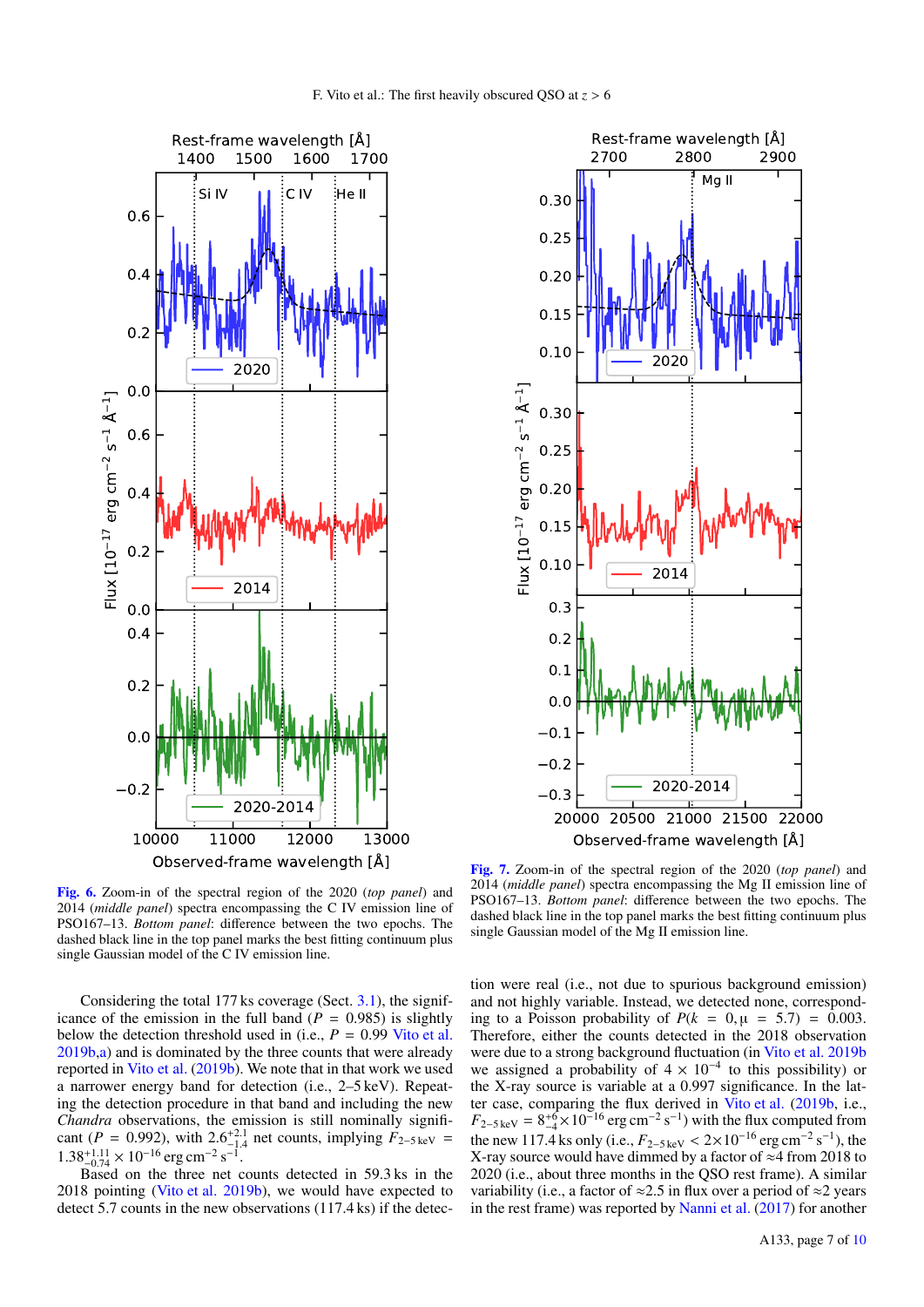**Fig. 6.** Zoom-in of the spectral region of the 2020 (*top panel*) and 2014 (*middle panel*) spectra encompassing the C IV emission line of PSO167–13. *Bottom panel*: difference between the two epochs. The dashed black line in the top panel marks the best fitting continuum plus single Gaussian model of the C IV emission line.

**Fig. 7.** Zoom-in of the spectral region of the 2020 (*top panel*) and 2014 (*middle panel*) spectra encompassing the Mg II emission line of PSO167–13. *Bottom panel*: difference between the two epochs. The dashed black line in the top panel marks the best fitting continuum plus single Gaussian model of the Mg II emission line.

Considering the total 177 ks coverage (Sect. 3.1), the significance of the emission in the full band ($P = 0.985$) is slightly below the detection threshold used in (i.e., $P = 0.99$ Vito et al. 2019b,a) and is dominated by the three counts that were already reported in Vito et al. (2019b). We note that in that work we used a narrower energy band for detection (i.e., 2–5 keV). Repeating the detection procedure in that band and including the new *Chandra* observations, the emission is still nominally significant ($P = 0.992$), with $2.6^{+2.1}_{-1.4}$ net counts, implying $F_{2-5\,\mathrm{keV}} = 1.38^{+1.11}_{-0.74} \times 10^{-16}\,\mathrm{erg\,cm^{-2}\,s^{-1}}$.

Based on the three net counts detected in 59.3 ks in the 2018 pointing (Vito et al. 2019b), we would have expected to detect 5.7 counts in the new observations (117.4 ks) if the detection were real (i.e., not due to spurious background emission) and not highly variable. Instead, we detected none, corresponding to a Poisson probability of $P(k = 0, \mu = 5.7) = 0.003$. Therefore, either the counts detected in the 2018 observation were due to a strong background fluctuation (in Vito et al. 2019b we assigned a probability of $4 \times 10^{-4}$ to this possibility) or the X-ray source is variable at a 0.997 significance. In the latter case, comparing the flux derived in Vito et al. (2019b, i.e., $F_{2-5\,\mathrm{keV}} = 8^{+6}_{-4} \times 10^{-16}\,\mathrm{erg\,cm^{-2}\,s^{-1}}$) with the flux computed from the new 117.4 ks only (i.e., $F_{2-5\,\mathrm{keV}} < 2 \times 10^{-16}\,\mathrm{erg\,cm^{-2}\,s^{-1}}$), the X-ray source would have dimmed by a factor of ≈4 from 2018 to 2020 (i.e., about three months in the QSO rest frame). A similar variability (i.e., a factor of ≈2.5 in flux over a period of ≈2 years in the rest frame) was reported by Nanni et al. (2017) for another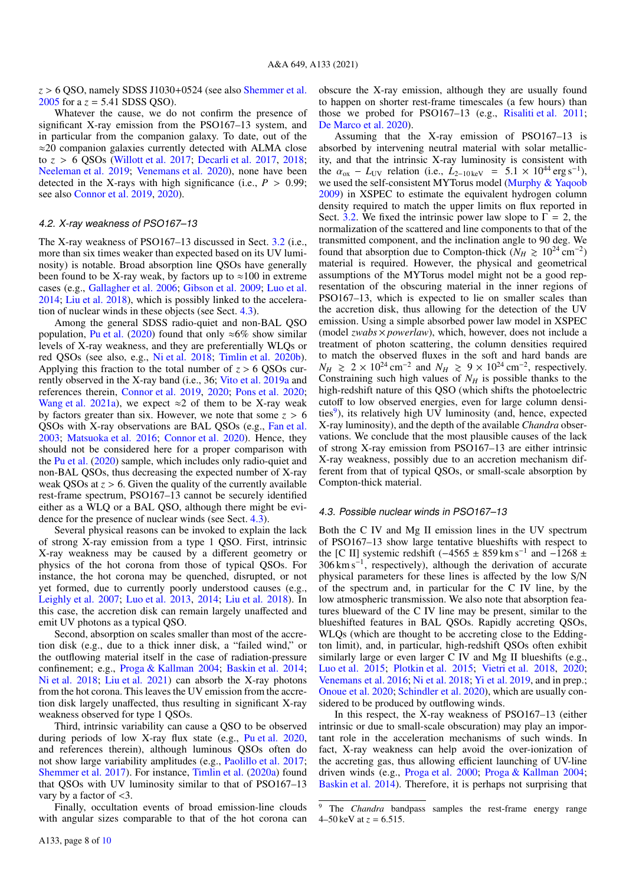$z > 6$ QSO, namely SDSS J1030+0524 (see also Shemmer et al. 2005 for a $z = 5.41$ SDSS QSO).

Whatever the cause, we do not confirm the presence of significant X-ray emission from the PSO167–13 system, and in particular from the companion galaxy. To date, out of the ≈20 companion galaxies currently detected with ALMA close to $z > 6$ QSOs (Willott et al. 2017; Decarli et al. 2017, 2018; Neeleman et al. 2019; Venemans et al. 2020), none have been detected in the X-rays with high significance (i.e., $P > 0.99$; see also Connor et al. 2019, 2020).

### 4.2. X-ray weakness of PSO167–13

The X-ray weakness of PSO167–13 discussed in Sect. 3.2 (i.e., more than six times weaker than expected based on its UV luminosity) is notable. Broad absorption line QSOs have generally been found to be X-ray weak, by factors up to ≈100 in extreme cases (e.g., Gallagher et al. 2006; Gibson et al. 2009; Luo et al. 2014; Liu et al. 2018), which is possibly linked to the acceleration of nuclear winds in these objects (see Sect. 4.3).

Among the general SDSS radio-quiet and non-BAL QSO population, Pu et al. (2020) found that only ≈6% show similar levels of X-ray weakness, and they are preferentially WLQs or red QSOs (see also, e.g., Ni et al. 2018; Timlin et al. 2020b). Applying this fraction to the total number of $z > 6$ QSOs currently observed in the X-ray band (i.e., 36; Vito et al. 2019a and references therein, Connor et al. 2019, 2020; Pons et al. 2020; Wang et al. 2021a), we expect ≈2 of them to be X-ray weak by factors greater than six. However, we note that some $z > 6$ QSOs with X-ray observations are BAL QSOs (e.g., Fan et al. 2003; Matsuoka et al. 2016; Connor et al. 2020). Hence, they should not be considered here for a proper comparison with the Pu et al. (2020) sample, which includes only radio-quiet and non-BAL QSOs, thus decreasing the expected number of X-ray weak QSOs at $z > 6$. Given the quality of the currently available rest-frame spectrum, PSO167–13 cannot be securely identified either as a WLQ or a BAL QSO, although there might be evidence for the presence of nuclear winds (see Sect. 4.3).

Several physical reasons can be invoked to explain the lack of strong X-ray emission from a type 1 QSO. First, intrinsic X-ray weakness may be caused by a different geometry or physics of the hot corona from those of typical QSOs. For instance, the hot corona may be quenched, disrupted, or not yet formed, due to currently poorly understood causes (e.g., Leighly et al. 2007; Luo et al. 2013, 2014; Liu et al. 2018). In this case, the accretion disk can remain largely unaffected and emit UV photons as a typical QSO.

Second, absorption on scales smaller than most of the accretion disk (e.g., due to a thick inner disk, a "failed wind," or the outflowing material itself in the case of radiation-pressure confinement; e.g., Proga & Kallman 2004; Baskin et al. 2014; Ni et al. 2018; Liu et al. 2021) can absorb the X-ray photons from the hot corona. This leaves the UV emission from the accretion disk largely unaffected, thus resulting in significant X-ray weakness observed for type 1 QSOs.

Third, intrinsic variability can cause a QSO to be observed during periods of low X-ray flux state (e.g., Pu et al. 2020, and references therein), although luminous QSOs often do not show large variability amplitudes (e.g., Paolillo et al. 2017; Shemmer et al. 2017). For instance, Timlin et al. (2020a) found that QSOs with UV luminosity similar to that of PSO167–13 vary by a factor of <3.

Finally, occultation events of broad emission-line clouds with angular sizes comparable to that of the hot corona can obscure the X-ray emission, although they are usually found to happen on shorter rest-frame timescales (a few hours) than those we probed for PSO167–13 (e.g., Risaliti et al. 2011; De Marco et al. 2020).

Assuming that the X-ray emission of PSO167–13 is absorbed by intervening neutral material with solar metallicity, and that the intrinsic X-ray luminosity is consistent with the $\alpha_{ox} - L_{UV}$ relation (i.e., $L_{2-10\,\mathrm{keV}} = 5.1 \times 10^{44}\,\mathrm{erg\,s^{-1}}$), we used the self-consistent MYTorus model (Murphy & Yaqoob 2009) in XSPEC to estimate the equivalent hydrogen column density required to match the upper limits on flux reported in Sect. 3.2. We fixed the intrinsic power law slope to $\Gamma = 2$, the normalization of the scattered and line components to that of the transmitted component, and the inclination angle to 90 deg. We found that absorption due to Compton-thick ($N_H \gtrsim 10^{24}\,\mathrm{cm^{-2}}$) material is required. However, the physical and geometrical assumptions of the MYTorus model might not be a good representation of the obscuring material in the inner regions of PSO167–13, which is expected to lie on smaller scales than the accretion disk, thus allowing for the detection of the UV emission. Using a simple absorbed power law model in XSPEC (model *zwabs×powerlaw*), which, however, does not include a treatment of photon scattering, the column densities required to match the observed fluxes in the soft and hard bands are $N_H \gtrsim 2 \times 10^{24}\,\mathrm{cm^{-2}}$ and $N_H \gtrsim 9 \times 10^{24}\,\mathrm{cm^{-2}}$, respectively. Constraining such high values of $N_H$ is possible thanks to the high-redshift nature of this QSO (which shifts the photoelectric cutoff to low observed energies, even for large column densities[9]), its relatively high UV luminosity (and, hence, expected X-ray luminosity), and the depth of the available *Chandra* observations. We conclude that the most plausible causes of the lack of strong X-ray emission from PSO167–13 are either intrinsic X-ray weakness, possibly due to an accretion mechanism different from that of typical QSOs, or small-scale absorption by Compton-thick material.

### 4.3. Possible nuclear winds in PSO167–13

Both the C IV and Mg II emission lines in the UV spectrum of PSO167–13 show large tentative blueshifts with respect to the [C II] systemic redshift ($-4565 \pm 859\,\mathrm{km\,s^{-1}}$ and $-1268 \pm 306\,\mathrm{km\,s^{-1}}$, respectively), although the derivation of accurate physical parameters for these lines is affected by the low S/N of the spectrum and, in particular for the C IV line, by the low atmospheric transmission. We also note that absorption features blueward of the C IV line may be present, similar to the blueshifted features in BAL QSOs. Rapidly accreting QSOs, WLQs (which are thought to be accreting close to the Eddington limit), and, in particular, high-redshift QSOs often exhibit similarly large or even larger C IV and Mg II blueshifts (e.g., Luo et al. 2015; Plotkin et al. 2015; Vietri et al. 2018, 2020; Venemans et al. 2016; Ni et al. 2018; Yi et al. 2019, and in prep.; Onoue et al. 2020; Schindler et al. 2020), which are usually considered to be produced by outflowing winds.

In this respect, the X-ray weakness of PSO167–13 (either intrinsic or due to small-scale obscuration) may play an important role in the acceleration mechanisms of such winds. In fact, X-ray weakness can help avoid the over-ionization of the accreting gas, thus allowing efficient launching of UV-line driven winds (e.g., Proga et al. 2000; Proga & Kallman 2004; Baskin et al. 2014). Therefore, it is perhaps not surprising that

[9] The *Chandra* bandpass samples the rest-frame energy range 4–50 keV at $z = 6.515$.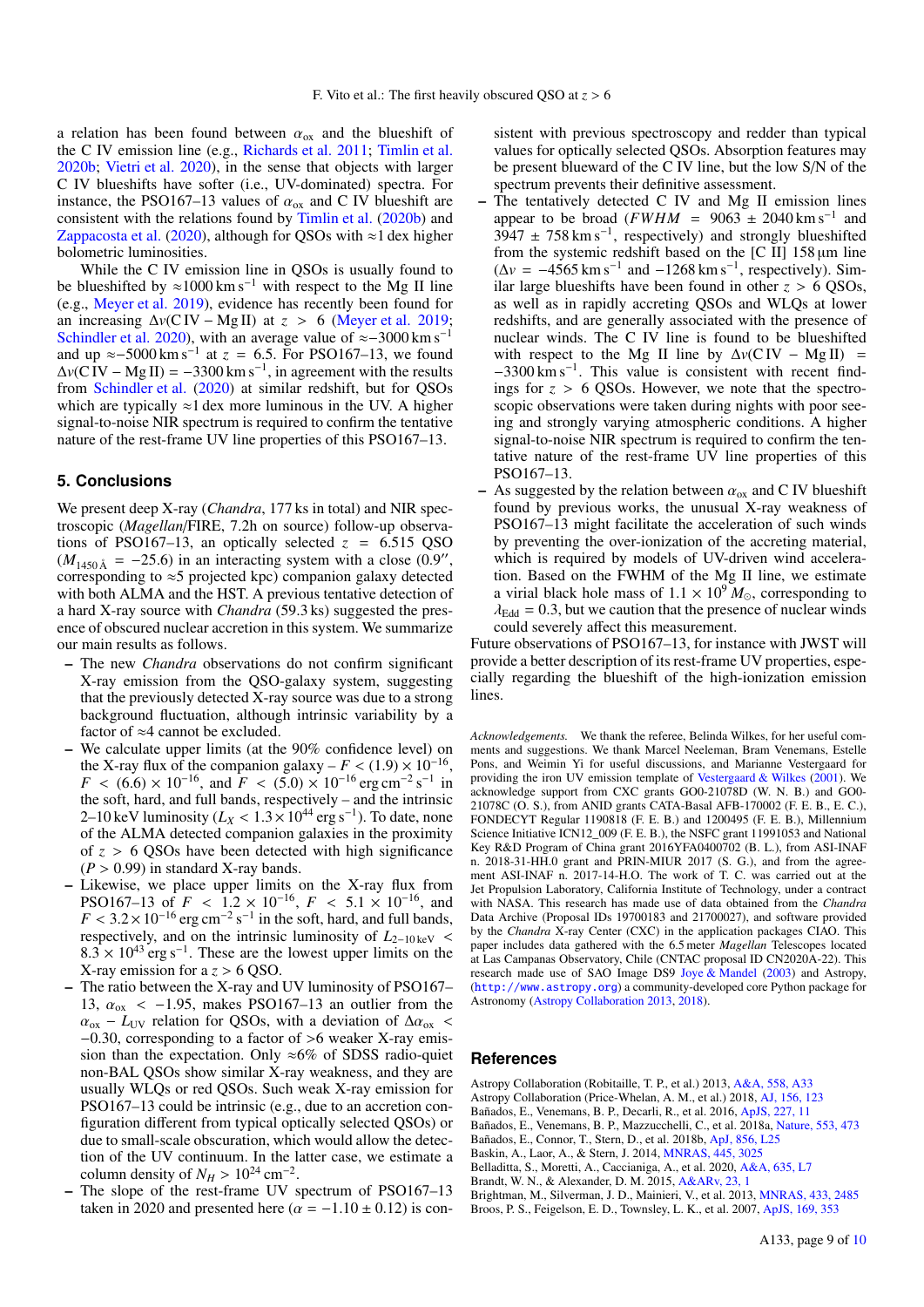a relation has been found between $\alpha_{ox}$ and the blueshift of the C IV emission line (e.g., Richards et al. 2011; Timlin et al. 2020b; Vietri et al. 2020), in the sense that objects with larger C IV blueshifts have softer (i.e., UV-dominated) spectra. For instance, the PSO167–13 values of $\alpha_{ox}$ and C IV blueshift are consistent with the relations found by Timlin et al. (2020b) and Zappacosta et al. (2020), although for QSOs with ≈1 dex higher bolometric luminosities.

While the C IV emission line in QSOs is usually found to be blueshifted by $\approx 1000\,\mathrm{km\,s^{-1}}$ with respect to the Mg II line (e.g., Meyer et al. 2019), evidence has recently been found for an increasing $\Delta v(\mathrm{C\,IV} - \mathrm{Mg\,II})$ at $z > 6$ (Meyer et al. 2019; Schindler et al. 2020), with an average value of $\approx -3000\,\mathrm{km\,s^{-1}}$ and up $\approx -5000\,\mathrm{km\,s^{-1}}$ at $z = 6.5$. For PSO167–13, we found $\Delta v(\mathrm{C\,IV} - \mathrm{Mg\,II}) = -3300\,\mathrm{km\,s^{-1}}$, in agreement with the results from Schindler et al. (2020) at similar redshift, but for QSOs which are typically ≈1 dex more luminous in the UV. A higher signal-to-noise NIR spectrum is required to confirm the tentative nature of the rest-frame UV line properties of this PSO167–13.

## 5. Conclusions

We present deep X-ray (*Chandra*, 177 ks in total) and NIR spectroscopic (*Magellan*/FIRE, 7.2h on source) follow-up observations of PSO167–13, an optically selected $z = 6.515$ QSO ($M_{1450\,\text{Å}} = -25.6$) in an interacting system with a close (0.9″, corresponding to ≈5 projected kpc) companion galaxy detected with both ALMA and the HST. A previous tentative detection of a hard X-ray source with *Chandra* (59.3 ks) suggested the presence of obscured nuclear accretion in this system. We summarize our main results as follows.

- The new *Chandra* observations do not confirm significant X-ray emission from the QSO-galaxy system, suggesting that the previously detected X-ray source was due to a strong background fluctuation, although intrinsic variability by a factor of ≈4 cannot be excluded.
- We calculate upper limits (at the 90% confidence level) on the X-ray flux of the companion galaxy – $F < (1.9) \times 10^{-16}$, $F < (6.6) \times 10^{-16}$, and $F < (5.0) \times 10^{-16}\,\mathrm{erg\,cm^{-2}\,s^{-1}}$ in the soft, hard, and full bands, respectively – and the intrinsic 2–10 keV luminosity ($L_X < 1.3 \times 10^{44}\,\mathrm{erg\,s^{-1}}$). To date, none of the ALMA detected companion galaxies in the proximity of $z > 6$ QSOs have been detected with high significance ($P > 0.99$) in standard X-ray bands.
- Likewise, we place upper limits on the X-ray flux from PSO167–13 of $F < 1.2 \times 10^{-16}$, $F < 5.1 \times 10^{-16}$, and $F < 3.2 \times 10^{-16}\,\mathrm{erg\,cm^{-2}\,s^{-1}}$ in the soft, hard, and full bands, respectively, and on the intrinsic luminosity of $L_{2-10\,\mathrm{keV}} < 8.3 \times 10^{43}\,\mathrm{erg\,s^{-1}}$. These are the lowest upper limits on the X-ray emission for a $z > 6$ QSO.
- The ratio between the X-ray and UV luminosity of PSO167–13, $\alpha_{ox} < -1.95$, makes PSO167–13 an outlier from the $\alpha_{ox} - L_{UV}$ relation for QSOs, with a deviation of $\Delta\alpha_{ox} < -0.30$, corresponding to a factor of >6 weaker X-ray emission than the expectation. Only ≈6% of SDSS radio-quiet non-BAL QSOs show similar X-ray weakness, and they are usually WLQs or red QSOs. Such weak X-ray emission for PSO167–13 could be intrinsic (e.g., due to an accretion configuration different from typical optically selected QSOs) or due to small-scale obscuration, which would allow the detection of the UV continuum. In the latter case, we estimate a column density of $N_H > 10^{24}\,\mathrm{cm^{-2}}$.
- The slope of the rest-frame UV spectrum of PSO167–13 taken in 2020 and presented here ($\alpha = -1.10 \pm 0.12$) is consistent with previous spectroscopy and redder than typical values for optically selected QSOs. Absorption features may be present blueward of the C IV line, but the low S/N of the spectrum prevents their definitive assessment.
- The tentatively detected C IV and Mg II emission lines appear to be broad ($FWHM = 9063 \pm 2040\,\mathrm{km\,s^{-1}}$ and $3947 \pm 758\,\mathrm{km\,s^{-1}}$, respectively) and strongly blueshifted from the systemic redshift based on the [C II] 158 µm line ($\Delta v = -4565\,\mathrm{km\,s^{-1}}$ and $-1268\,\mathrm{km\,s^{-1}}$, respectively). Similar large blueshifts have been found in other $z > 6$ QSOs, as well as in rapidly accreting QSOs and WLQs at lower redshifts, and are generally associated with the presence of nuclear winds. The C IV line is found to be blueshifted with respect to the Mg II line by $\Delta v(\mathrm{C\,IV} - \mathrm{Mg\,II}) = -3300\,\mathrm{km\,s^{-1}}$. This value is consistent with recent findings for $z > 6$ QSOs. However, we note that the spectroscopic observations were taken during nights with poor seeing and strongly varying atmospheric conditions. A higher signal-to-noise NIR spectrum is required to confirm the tentative nature of the rest-frame UV line properties of this PSO167–13.
- As suggested by the relation between $\alpha_{ox}$ and C IV blueshift found by previous works, the unusual X-ray weakness of PSO167–13 might facilitate the acceleration of such winds by preventing the over-ionization of the accreting material, which is required by models of UV-driven wind acceleration. Based on the FWHM of the Mg II line, we estimate a virial black hole mass of $1.1 \times 10^9\,M_\odot$, corresponding to $\lambda_{\mathrm{Edd}} = 0.3$, but we caution that the presence of nuclear winds could severely affect this measurement.

Future observations of PSO167–13, for instance with JWST will provide a better description of its rest-frame UV properties, especially regarding the blueshift of the high-ionization emission lines.

*Acknowledgements.* We thank the referee, Belinda Wilkes, for her useful comments and suggestions. We thank Marcel Neeleman, Bram Venemans, Estelle Pons, and Weimin Yi for useful discussions, and Marianne Vestergaard for providing the iron UV emission template of Vestergaard & Wilkes (2001). We acknowledge support from CXC grants GO0-21078D (W. N. B.) and GO0-21078C (O. S.), from ANID grants CATA-Basal AFB-170002 (F. E. B., E. C.), FONDECYT Regular 1190818 (F. E. B.) and 1200495 (F. E. B.), Millennium Science Initiative ICN12_009 (F. E. B.), the NSFC grant 11991053 and National Key R&D Program of China grant 2016YFA0400702 (B. L.), from ASI-INAF n. 2018-31-HH.0 grant and PRIN-MIUR 2017 (S. G.), and from the agreement ASI-INAF n. 2017-14-H.O. The work of T. C. was carried out at the Jet Propulsion Laboratory, California Institute of Technology, under a contract with NASA. This research has made use of data obtained from the *Chandra* Data Archive (Proposal IDs 19700183 and 21700027), and software provided by the *Chandra* X-ray Center (CXC) in the application packages CIAO. This paper includes data gathered with the 6.5 meter *Magellan* Telescopes located at Las Campanas Observatory, Chile (CNTAC proposal ID CN2020A-22). This research made use of SAO Image DS9 Joye & Mandel (2003) and Astropy, (http://www.astropy.org) a community-developed core Python package for Astronomy (Astropy Collaboration 2013, 2018).

## References

Astropy Collaboration (Robitaille, T. P., et al.) 2013, A&A, 558, A33
Astropy Collaboration (Price-Whelan, A. M., et al.) 2018, AJ, 156, 123
Bañados, E., Venemans, B. P., Decarli, R., et al. 2016, ApJS, 227, 11
Bañados, E., Venemans, B. P., Mazzucchelli, C., et al. 2018a, Nature, 553, 473
Bañados, E., Connor, T., Stern, D., et al. 2018b, ApJ, 856, L25
Baskin, A., Laor, A., & Stern, J. 2014, MNRAS, 445, 3025
Belladitta, S., Moretti, A., Caccianiga, A., et al. 2020, A&A, 635, L7
Brandt, W. N., & Alexander, D. M. 2015, A&ARv, 23, 1
Brightman, M., Silverman, J. D., Mainieri, V., et al. 2013, MNRAS, 433, 2485
Broos, P. S., Feigelson, E. D., Townsley, L. K., et al. 2007, ApJS, 169, 353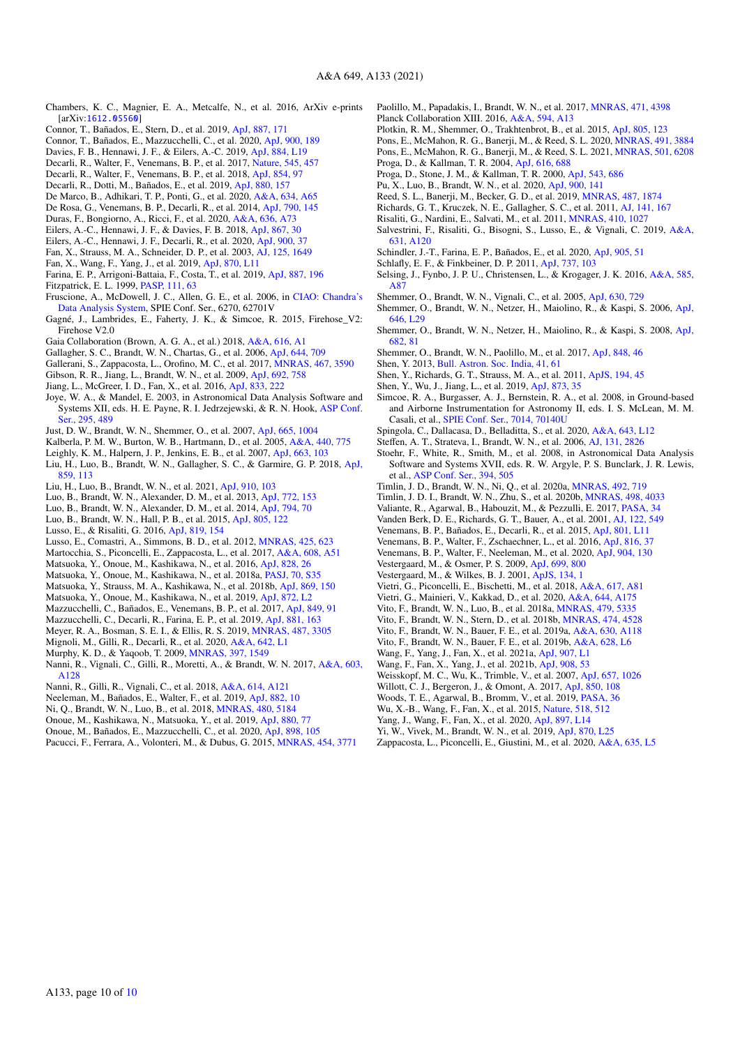Chambers, K. C., Magnier, E. A., Metcalfe, N., et al. 2016, ArXiv e-prints [arXiv:1612.05560]

Connor, T., Bañados, E., Stern, D., et al. 2019, ApJ, 887, 171

Connor, T., Bañados, E., Mazzucchelli, C., et al. 2020, ApJ, 900, 189

Davies, F. B., Hennawi, J. F., & Eilers, A.-C. 2019, ApJ, 884, L19

Decarli, R., Walter, F., Venemans, B. P., et al. 2017, Nature, 545, 457

Decarli, R., Walter, F., Venemans, B. P., et al. 2018, ApJ, 854, 97

Decarli, R., Dotti, M., Bañados, E., et al. 2019, ApJ, 880, 157

De Marco, B., Adhikari, T. P., Ponti, G., et al. 2020, A&A, 634, A65

De Rosa, G., Venemans, B. P., Decarli, R., et al. 2014, ApJ, 790, 145

Duras, F., Bongiorno, A., Ricci, F., et al. 2020, A&A, 636, A73

Eilers, A.-C., Hennawi, J. F., & Davies, F. B. 2018, ApJ, 867, 30

Eilers, A.-C., Hennawi, J. F., Decarli, R., et al. 2020, ApJ, 900, 37

Fan, X., Strauss, M. A., Schneider, D. P., et al. 2003, AJ, 125, 1649

Fan, X., Wang, F., Yang, J., et al. 2019, ApJ, 870, L11

Farina, E. P., Arrigoni-Battaia, F., Costa, T., et al. 2019, ApJ, 887, 196

Fitzpatrick, E. L. 1999, PASP, 111, 63

Fruscione, A., McDowell, J. C., Allen, G. E., et al. 2006, in CIAO: Chandra's Data Analysis System, SPIE Conf. Ser., 6270, 62701V

Gagné, J., Lambrides, E., Faherty, J. K., & Simcoe, R. 2015, Firehose_V2: Firehose V2.0

Gaia Collaboration (Brown, A. G. A., et al.) 2018, A&A, 616, A1

Gallagher, S. C., Brandt, W. N., Chartas, G., et al. 2006, ApJ, 644, 709

Gallerani, S., Zappacosta, L., Orofino, M. C., et al. 2017, MNRAS, 467, 3590

Gibson, R. R., Jiang, L., Brandt, W. N., et al. 2009, ApJ, 692, 758

Jiang, L., McGreer, I. D., Fan, X., et al. 2016, ApJ, 833, 222

Joye, W. A., & Mandel, E. 2003, in Astronomical Data Analysis Software and Systems XII, eds. H. E. Payne, R. I. Jedrzejewski, & R. N. Hook, ASP Conf. Ser., 295, 489

Just, D. W., Brandt, W. N., Shemmer, O., et al. 2007, ApJ, 665, 1004

Kalberla, P. M. W., Burton, W. B., Hartmann, D., et al. 2005, A&A, 440, 775

Leighly, K. M., Halpern, J. P., Jenkins, E. B., et al. 2007, ApJ, 663, 103

Liu, H., Luo, B., Brandt, W. N., Gallagher, S. C., & Garmire, G. P. 2018, ApJ, 859, 113

Liu, H., Luo, B., Brandt, W. N., et al. 2021, ApJ, 910, 103

Luo, B., Brandt, W. N., Alexander, D. M., et al. 2013, ApJ, 772, 153

Luo, B., Brandt, W. N., Alexander, D. M., et al. 2014, ApJ, 794, 70

Luo, B., Brandt, W. N., Hall, P. B., et al. 2015, ApJ, 805, 122

Lusso, E., & Risaliti, G. 2016, ApJ, 819, 154

Lusso, E., Comastri, A., Simmons, B. D., et al. 2012, MNRAS, 425, 623

Martocchia, S., Piconcelli, E., Zappacosta, L., et al. 2017, A&A, 608, A51

Matsuoka, Y., Onoue, M., Kashikawa, N., et al. 2016, ApJ, 828, 26

Matsuoka, Y., Onoue, M., Kashikawa, N., et al. 2018a, PASJ, 70, S35

Matsuoka, Y., Strauss, M. A., Kashikawa, N., et al. 2018b, ApJ, 869, 150

Matsuoka, Y., Onoue, M., Kashikawa, N., et al. 2019, ApJ, 872, L2

Mazzucchelli, C., Bañados, E., Venemans, B. P., et al. 2017, ApJ, 849, 91

Mazzucchelli, C., Decarli, R., Farina, E. P., et al. 2019, ApJ, 881, 163

Meyer, R. A., Bosman, S. E. I., & Ellis, R. S. 2019, MNRAS, 487, 3305

Mignoli, M., Gilli, R., Decarli, R., et al. 2020, A&A, 642, L1

Murphy, K. D., & Yaqoob, T. 2009, MNRAS, 397, 1549

Nanni, R., Vignali, C., Gilli, R., Moretti, A., & Brandt, W. N. 2017, A&A, 603, A128

Nanni, R., Gilli, R., Vignali, C., et al. 2018, A&A, 614, A121

Neeleman, M., Bañados, E., Walter, F., et al. 2019, ApJ, 882, 10

Ni, Q., Brandt, W. N., Luo, B., et al. 2018, MNRAS, 480, 5184

Onoue, M., Kashikawa, N., Matsuoka, Y., et al. 2019, ApJ, 880, 77

Onoue, M., Bañados, E., Mazzucchelli, C., et al. 2020, ApJ, 898, 105

Pacucci, F., Ferrara, A., Volonteri, M., & Dubus, G. 2015, MNRAS, 454, 3771

Paolillo, M., Papadakis, I., Brandt, W. N., et al. 2017, MNRAS, 471, 4398

Planck Collaboration XIII. 2016, A&A, 594, A13

Plotkin, R. M., Shemmer, O., Trakhtenbrot, B., et al. 2015, ApJ, 805, 123

Pons, E., McMahon, R. G., Banerji, M., & Reed, S. L. 2020, MNRAS, 491, 3884

Pons, E., McMahon, R. G., Banerji, M., & Reed, S. L. 2021, MNRAS, 501, 6208

Proga, D., & Kallman, T. R. 2004, ApJ, 616, 688

Proga, D., Stone, J. M., & Kallman, T. R. 2000, ApJ, 543, 686

Pu, X., Luo, B., Brandt, W. N., et al. 2020, ApJ, 900, 141

Reed, S. L., Banerji, M., Becker, G. D., et al. 2019, MNRAS, 487, 1874

Richards, G. T., Kruczek, N. E., Gallagher, S. C., et al. 2011, AJ, 141, 167

Risaliti, G., Nardini, E., Salvati, M., et al. 2011, MNRAS, 410, 1027

Salvestrini, F., Risaliti, G., Bisogni, S., Lusso, E., & Vignali, C. 2019, A&A, 631, A120

Schindler, J.-T., Farina, E. P., Bañados, E., et al. 2020, ApJ, 905, 51

Schlafly, E. F., & Finkbeiner, D. P. 2011, ApJ, 737, 103

Selsing, J., Fynbo, J. P. U., Christensen, L., & Krogager, J. K. 2016, A&A, 585, A87

Shemmer, O., Brandt, W. N., Vignali, C., et al. 2005, ApJ, 630, 729

Shemmer, O., Brandt, W. N., Netzer, H., Maiolino, R., & Kaspi, S. 2006, ApJ, 646, L29

Shemmer, O., Brandt, W. N., Netzer, H., Maiolino, R., & Kaspi, S. 2008, ApJ, 682, 81

Shemmer, O., Brandt, W. N., Paolillo, M., et al. 2017, ApJ, 848, 46

Shen, Y. 2013, Bull. Astron. Soc. India, 41, 61

Shen, Y., Richards, G. T., Strauss, M. A., et al. 2011, ApJS, 194, 45

Shen, Y., Wu, J., Jiang, L., et al. 2019, ApJ, 873, 35

Simcoe, R. A., Burgasser, A. J., Bernstein, R. A., et al. 2008, in Ground-based and Airborne Instrumentation for Astronomy II, eds. I. S. McLean, M. M. Casali, et al., SPIE Conf. Ser., 7014, 70140U

Spingola, C., Dallacasa, D., Belladitta, S., et al. 2020, A&A, 643, L12

Steffen, A. T., Strateva, I., Brandt, W. N., et al. 2006, AJ, 131, 2826

Stoehr, F., White, R., Smith, M., et al. 2008, in Astronomical Data Analysis Software and Systems XVII, eds. R. W. Argyle, P. S. Bunclark, J. R. Lewis, et al., ASP Conf. Ser., 394, 505

Timlin, J. D., Brandt, W. N., Ni, Q., et al. 2020a, MNRAS, 492, 719

Timlin, J. D. I., Brandt, W. N., Zhu, S., et al. 2020b, MNRAS, 498, 4033

Valiante, R., Agarwal, B., Habouzit, M., & Pezzulli, E. 2017, PASA, 34

Vanden Berk, D. E., Richards, G. T., Bauer, A., et al. 2001, AJ, 122, 549

Venemans, B. P., Bañados, E., Decarli, R., et al. 2015, ApJ, 801, L11

Venemans, B. P., Walter, F., Zschaechner, L., et al. 2016, ApJ, 816, 37

Venemans, B. P., Walter, F., Neeleman, M., et al. 2020, ApJ, 904, 130

Vestergaard, M., & Osmer, P. S. 2009, ApJ, 699, 800

Vestergaard, M., & Wilkes, B. J. 2001, ApJS, 134, 1

Vietri, G., Piconcelli, E., Bischetti, M., et al. 2018, A&A, 617, A81

Vietri, G., Mainieri, V., Kakkad, D., et al. 2020, A&A, 644, A175

Vito, F., Brandt, W. N., Luo, B., et al. 2018a, MNRAS, 479, 5335

Vito, F., Brandt, W. N., Stern, D., et al. 2018b, MNRAS, 474, 4528

Vito, F., Brandt, W. N., Bauer, F. E., et al. 2019a, A&A, 630, A118

Vito, F., Brandt, W. N., Bauer, F. E., et al. 2019b, A&A, 628, L6

Wang, F., Yang, J., Fan, X., et al. 2021a, ApJ, 907, L1

Wang, F., Fan, X., Yang, J., et al. 2021b, ApJ, 908, 53

Weisskopf, M. C., Wu, K., Trimble, V., et al. 2007, ApJ, 657, 1026

Willott, C. J., Bergeron, J., & Omont, A. 2017, ApJ, 850, 108

Woods, T. E., Agarwal, B., Bromm, V., et al. 2019, PASA, 36

Wu, X.-B., Wang, F., Fan, X., et al. 2015, Nature, 518, 512

Yang, J., Wang, F., Fan, X., et al. 2020, ApJ, 897, L14

Yi, W., Vivek, M., Brandt, W. N., et al. 2019, ApJ, 870, L25

Zappacosta, L., Piconcelli, E., Giustini, M., et al. 2020, A&A, 635, L5